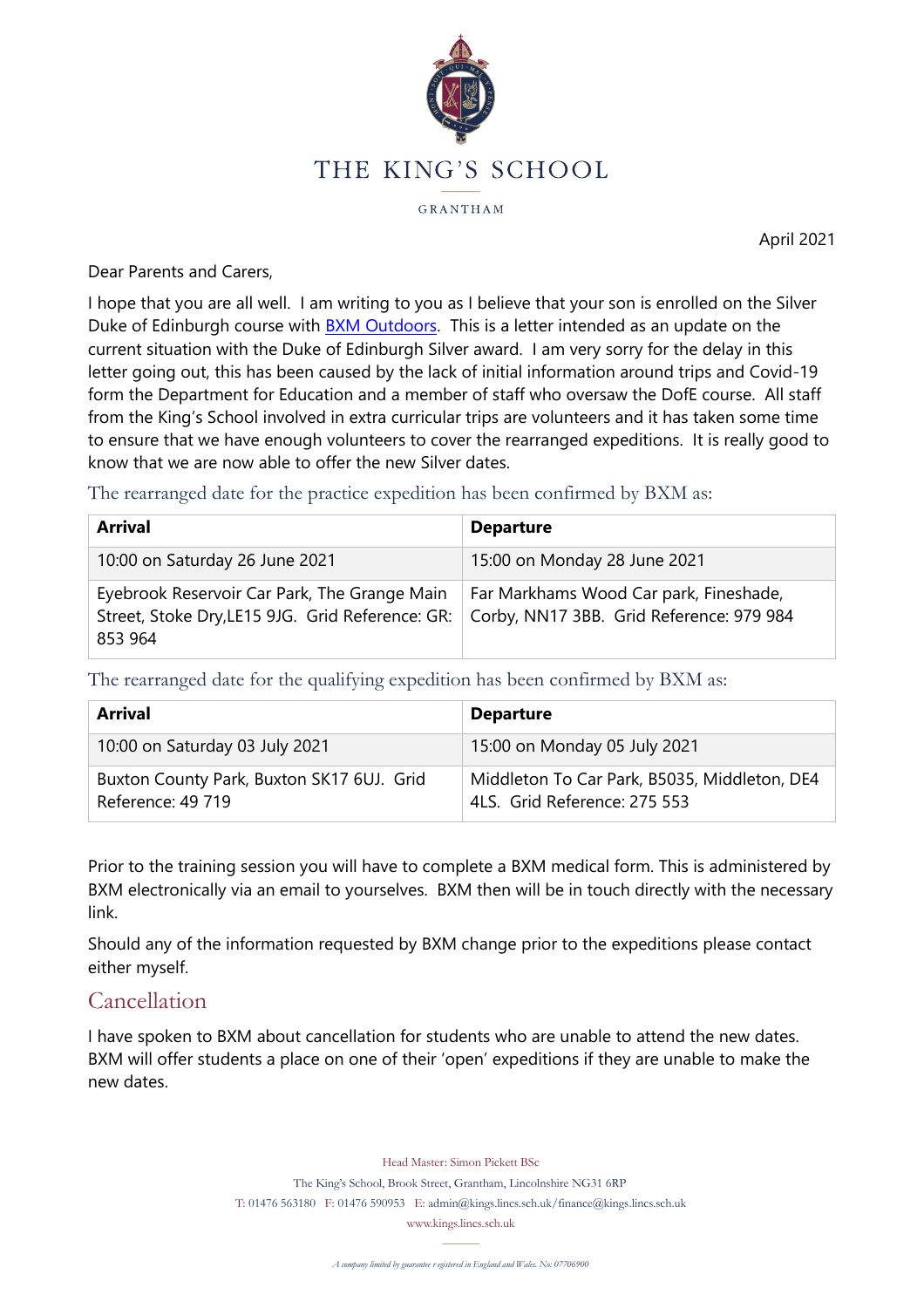# THE KING'S SCHOOL

GRANTHAM

April 2021

Dear Parents and Carers,

I hope that you are all well. I am writing to you as I believe that your son is enrolled on the Silver Duke of Edinburgh course with [BXM Outdoors](). This is a letter intended as an update on the current situation with the Duke of Edinburgh Silver award. I am very sorry for the delay in this letter going out, this has been caused by the lack of initial information around trips and Covid-19 form the Department for Education and a member of staff who oversaw the DofE course. All staff from the King's School involved in extra curricular trips are volunteers and it has taken some time to ensure that we have enough volunteers to cover the rearranged expeditions. It is really good to know that we are now able to offer the new Silver dates.

The rearranged date for the practice expedition has been confirmed by BXM as:

| **Arrival** | **Departure** |
|---|---|
| 10:00 on Saturday 26 June 2021 | 15:00 on Monday 28 June 2021 |
| Eyebrook Reservoir Car Park, The Grange Main Street, Stoke Dry,LE15 9JG. Grid Reference: GR: 853 964 | Far Markhams Wood Car park, Fineshade, Corby, NN17 3BB. Grid Reference: 979 984 |

The rearranged date for the qualifying expedition has been confirmed by BXM as:

| **Arrival** | **Departure** |
|---|---|
| 10:00 on Saturday 03 July 2021 | 15:00 on Monday 05 July 2021 |
| Buxton County Park, Buxton SK17 6UJ. Grid Reference: 49 719 | Middleton To Car Park, B5035, Middleton, DE4 4LS. Grid Reference: 275 553 |

Prior to the training session you will have to complete a BXM medical form. This is administered by BXM electronically via an email to yourselves. BXM then will be in touch directly with the necessary link.

Should any of the information requested by BXM change prior to the expeditions please contact either myself.

## Cancellation

I have spoken to BXM about cancellation for students who are unable to attend the new dates. BXM will offer students a place on one of their 'open' expeditions if they are unable to make the new dates.

Head Master: Simon Pickett BSc

The King's School, Brook Street, Grantham, Lincolnshire NG31 6RP

T: 01476 563180 F: 01476 590953 E: admin@kings.lincs.sch.uk/finance@kings.lincs.sch.uk

www.kings.lincs.sch.uk

*A company limited by guarantee registered in England and Wales. No: 07706900*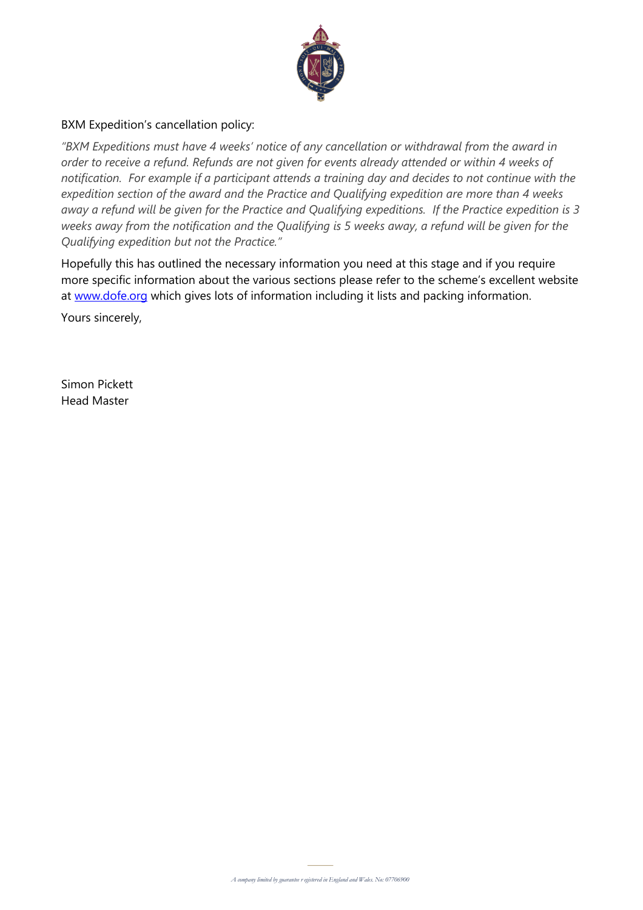BXM Expedition's cancellation policy:

*"BXM Expeditions must have 4 weeks' notice of any cancellation or withdrawal from the award in order to receive a refund. Refunds are not given for events already attended or within 4 weeks of notification. For example if a participant attends a training day and decides to not continue with the expedition section of the award and the Practice and Qualifying expedition are more than 4 weeks away a refund will be given for the Practice and Qualifying expeditions. If the Practice expedition is 3 weeks away from the notification and the Qualifying is 5 weeks away, a refund will be given for the Qualifying expedition but not the Practice."*

Hopefully this has outlined the necessary information you need at this stage and if you require more specific information about the various sections please refer to the scheme's excellent website at [www.dofe.org](http://www.dofe.org) which gives lots of information including it lists and packing information.

Yours sincerely,

Simon Pickett
Head Master

*A company limited by guarantee registered in England and Wales. No: 07706900*